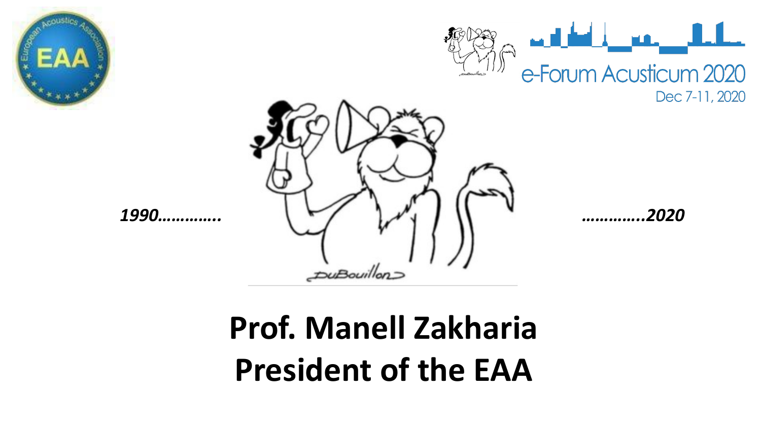e-Forum Acusticum 2020

Dec 7-11, 2020

*1990………….* *………….2020*

# Prof. Manell Zakharia
# President of the EAA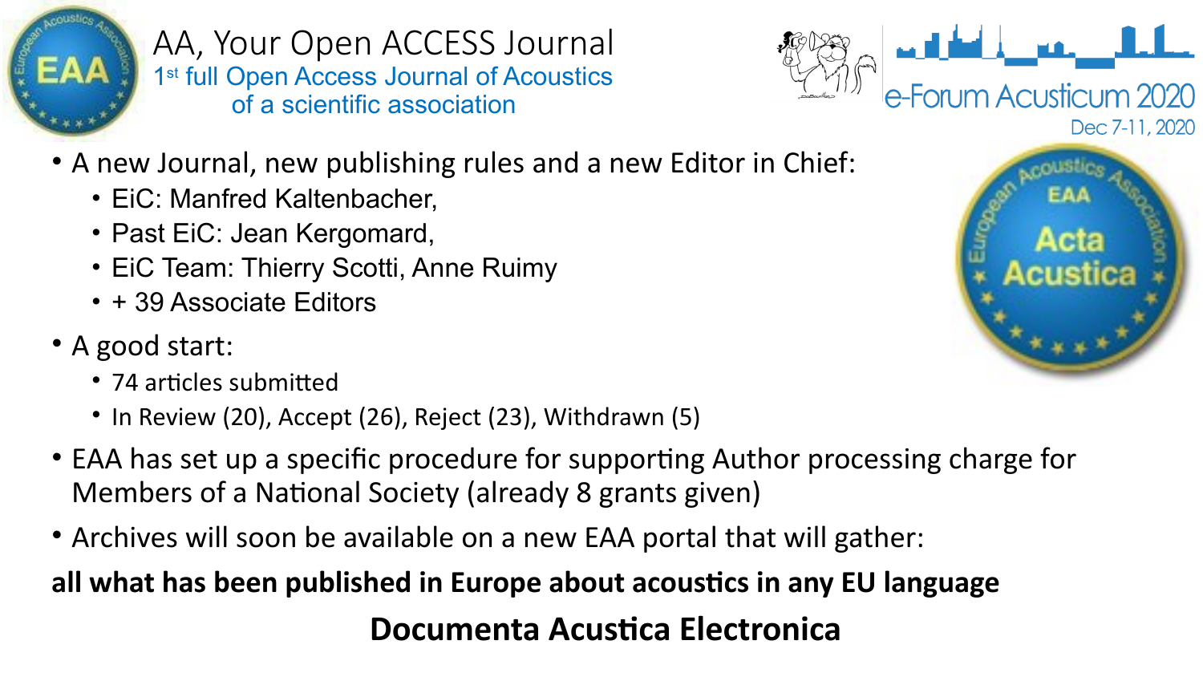# AA, Your Open ACCESS Journal

## 1st full Open Access Journal of Acoustics of a scientific association

e-Forum Acusticum 2020

Dec 7-11, 2020

- A new Journal, new publishing rules and a new Editor in Chief:
  - EiC: Manfred Kaltenbacher,
  - Past EiC: Jean Kergomard,
  - EiC Team: Thierry Scotti, Anne Ruimy
  - + 39 Associate Editors
- A good start:
  - 74 articles submitted
  - In Review (20), Accept (26), Reject (23), Withdrawn (5)
- EAA has set up a specific procedure for supporting Author processing charge for Members of a National Society (already 8 grants given)
- Archives will soon be available on a new EAA portal that will gather:

**all what has been published in Europe about acoustics in any EU language**

**Documenta Acustica Electronica**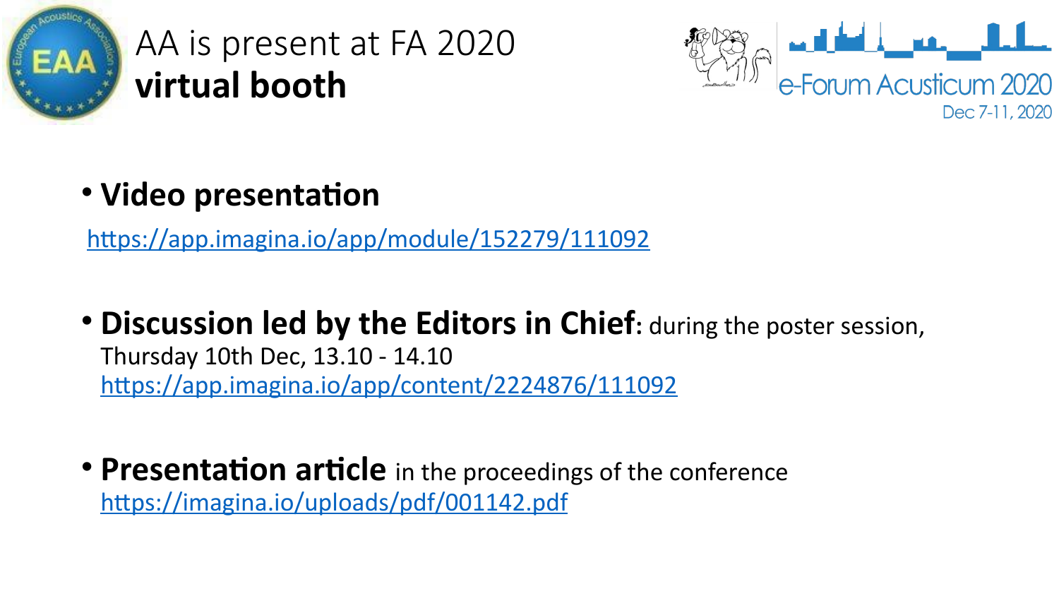# AA is present at FA 2020 **virtual booth**

e-Forum Acusticum 2020

Dec 7-11, 2020

- **Video presentation**

  https://app.imagina.io/app/module/152279/111092

- **Discussion led by the Editors in Chief**: during the poster session, Thursday 10th Dec, 13.10 - 14.10
  https://app.imagina.io/app/content/2224876/111092

- **Presentation article** in the proceedings of the conference
  https://imagina.io/uploads/pdf/001142.pdf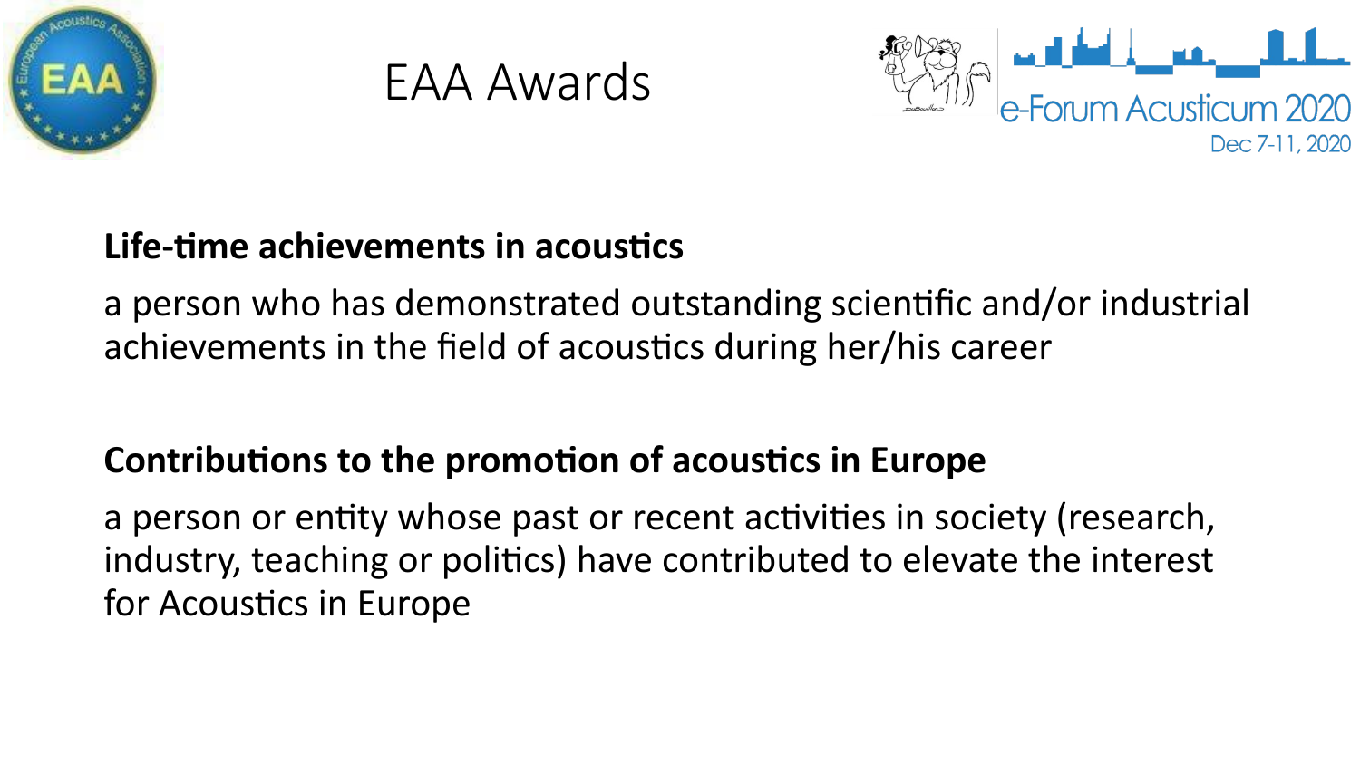# EAA Awards

e-Forum Acusticum 2020

Dec 7-11, 2020

**Life-time achievements in acoustics**

a person who has demonstrated outstanding scientific and/or industrial achievements in the field of acoustics during her/his career

**Contributions to the promotion of acoustics in Europe**

a person or entity whose past or recent activities in society (research, industry, teaching or politics) have contributed to elevate the interest for Acoustics in Europe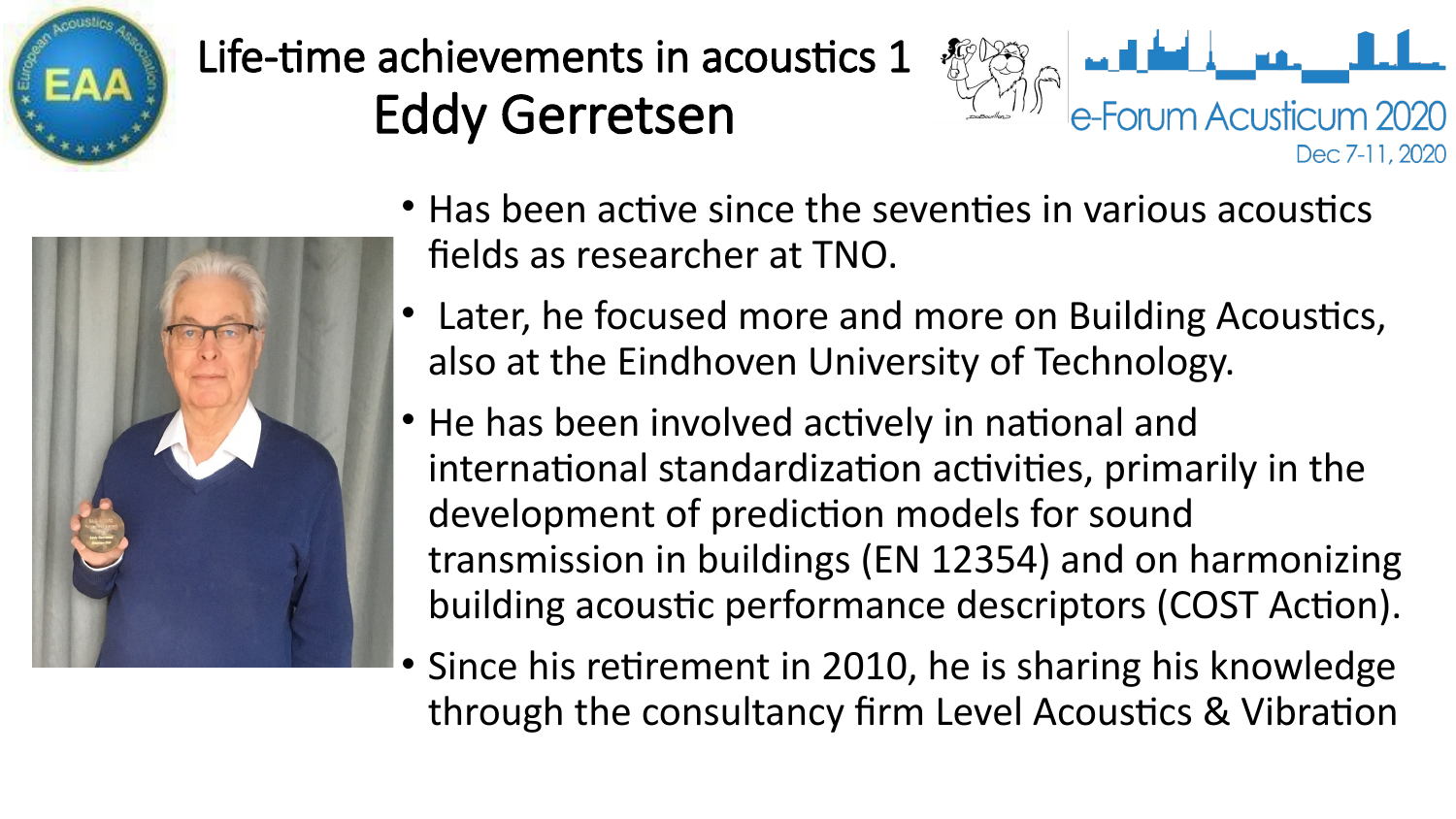# Life-time achievements in acoustics 1
## Eddy Gerretsen

e-Forum Acusticum 2020
Dec 7-11, 2020

- Has been active since the seventies in various acoustics fields as researcher at TNO.
- Later, he focused more and more on Building Acoustics, also at the Eindhoven University of Technology.
- He has been involved actively in national and international standardization activities, primarily in the development of prediction models for sound transmission in buildings (EN 12354) and on harmonizing building acoustic performance descriptors (COST Action).
- Since his retirement in 2010, he is sharing his knowledge through the consultancy firm Level Acoustics & Vibration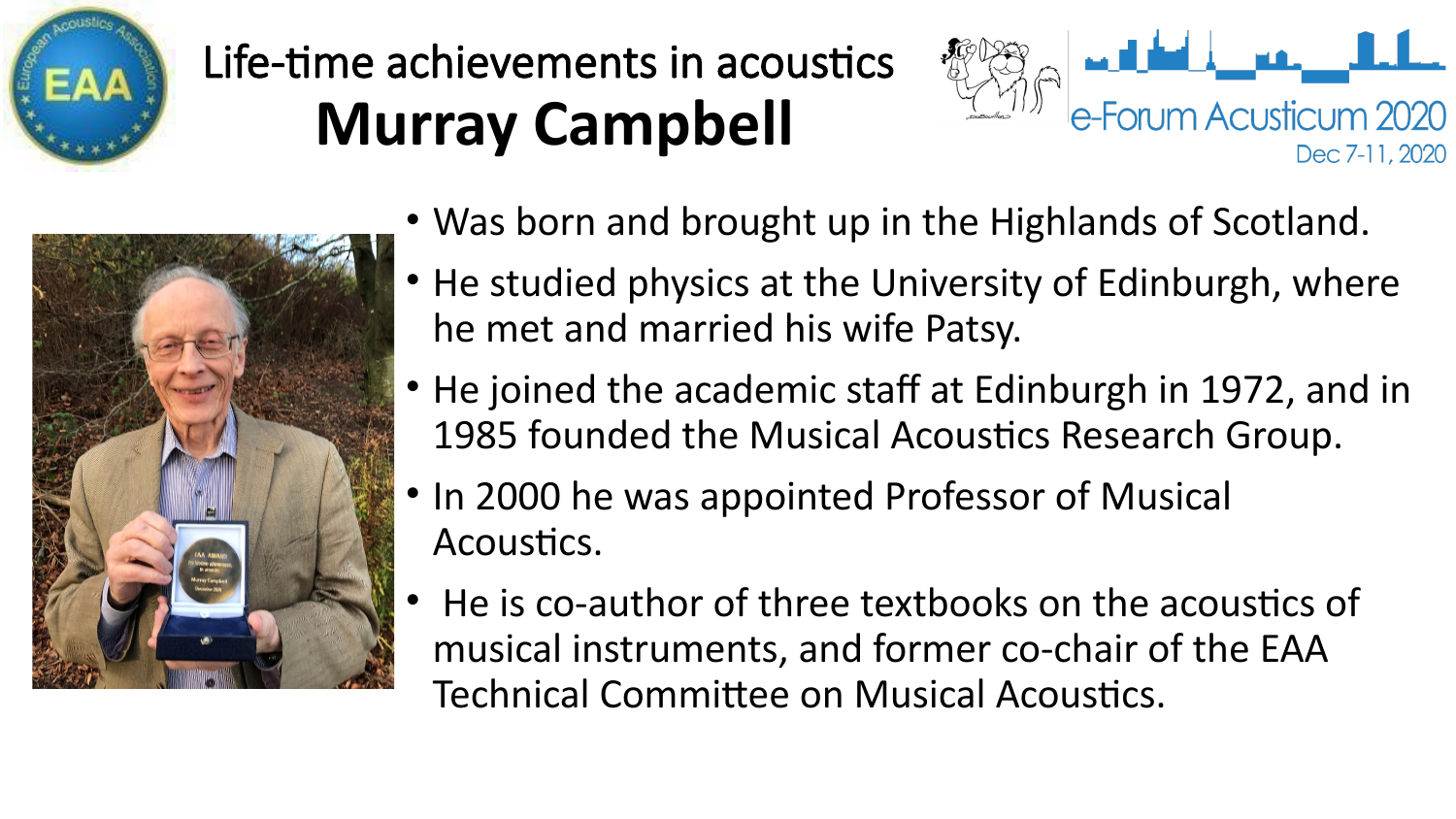# Life-time achievements in acoustics

# **Murray Campbell**

e-Forum Acusticum 2020

Dec 7-11, 2020

- Was born and brought up in the Highlands of Scotland.
- He studied physics at the University of Edinburgh, where he met and married his wife Patsy.
- He joined the academic staff at Edinburgh in 1972, and in 1985 founded the Musical Acoustics Research Group.
- In 2000 he was appointed Professor of Musical Acoustics.
- He is co-author of three textbooks on the acoustics of musical instruments, and former co-chair of the EAA Technical Committee on Musical Acoustics.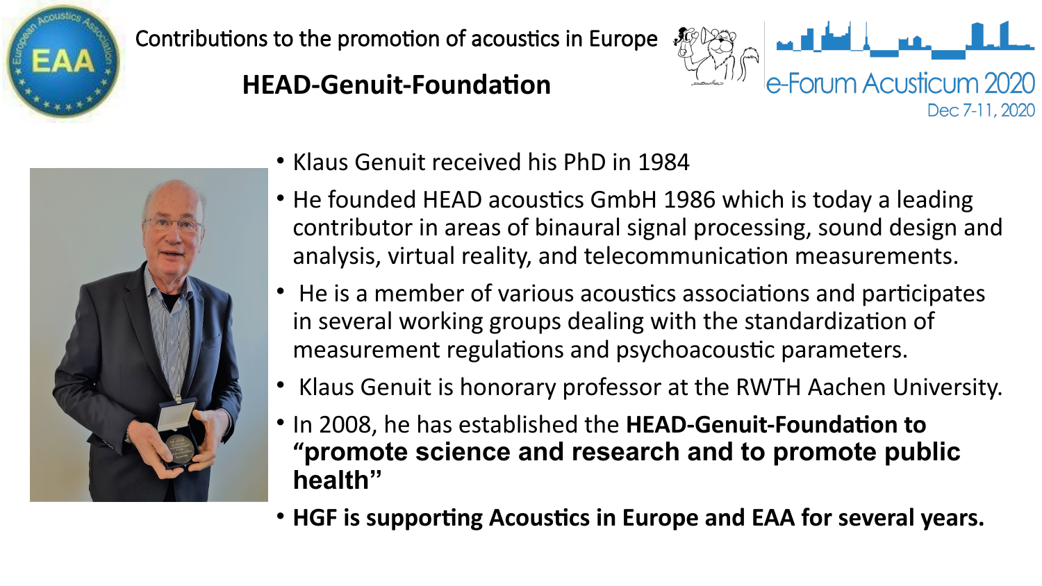Contributions to the promotion of acoustics in Europe

## HEAD-Genuit-Foundation

e-Forum Acusticum 2020
Dec 7-11, 2020

- Klaus Genuit received his PhD in 1984
- He founded HEAD acoustics GmbH 1986 which is today a leading contributor in areas of binaural signal processing, sound design and analysis, virtual reality, and telecommunication measurements.
- He is a member of various acoustics associations and participates in several working groups dealing with the standardization of measurement regulations and psychoacoustic parameters.
- Klaus Genuit is honorary professor at the RWTH Aachen University.
- In 2008, he has established the **HEAD-Genuit-Foundation to "promote science and research and to promote public health"**
- **HGF is supporting Acoustics in Europe and EAA for several years.**